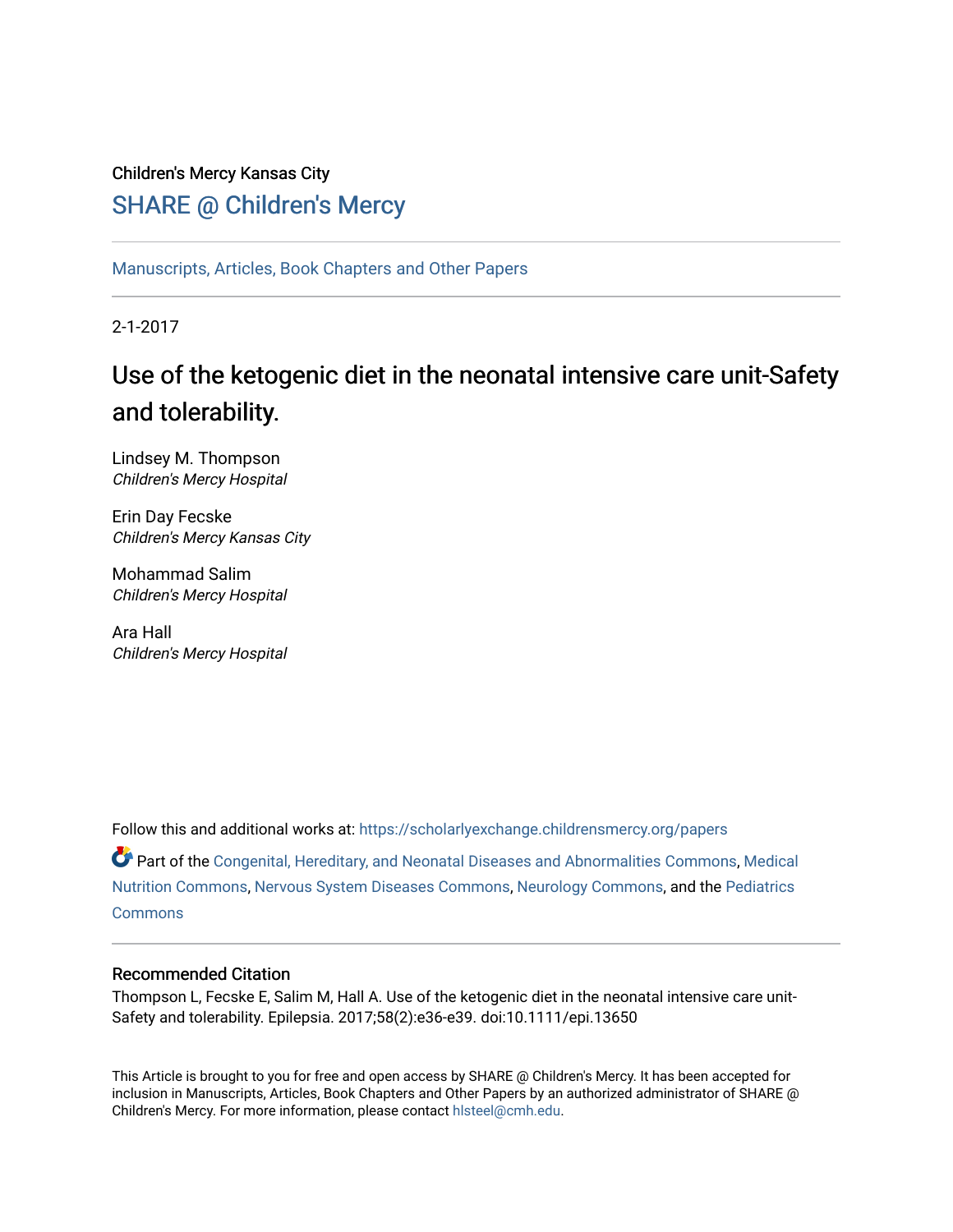Children's Mercy Kansas City

# SHARE @ Children's Mercy

Manuscripts, Articles, Book Chapters and Other Papers

2-1-2017

# Use of the ketogenic diet in the neonatal intensive care unit-Safety and tolerability.

Lindsey M. Thompson
*Children's Mercy Hospital*

Erin Day Fecske
*Children's Mercy Kansas City*

Mohammad Salim
*Children's Mercy Hospital*

Ara Hall
*Children's Mercy Hospital*

Follow this and additional works at: https://scholarlyexchange.childrensmercy.org/papers

Part of the Congenital, Hereditary, and Neonatal Diseases and Abnormalities Commons, Medical Nutrition Commons, Nervous System Diseases Commons, Neurology Commons, and the Pediatrics Commons

## Recommended Citation

Thompson L, Fecske E, Salim M, Hall A. Use of the ketogenic diet in the neonatal intensive care unit-Safety and tolerability. Epilepsia. 2017;58(2):e36-e39. doi:10.1111/epi.13650

This Article is brought to you for free and open access by SHARE @ Children's Mercy. It has been accepted for inclusion in Manuscripts, Articles, Book Chapters and Other Papers by an authorized administrator of SHARE @ Children's Mercy. For more information, please contact hlsteel@cmh.edu.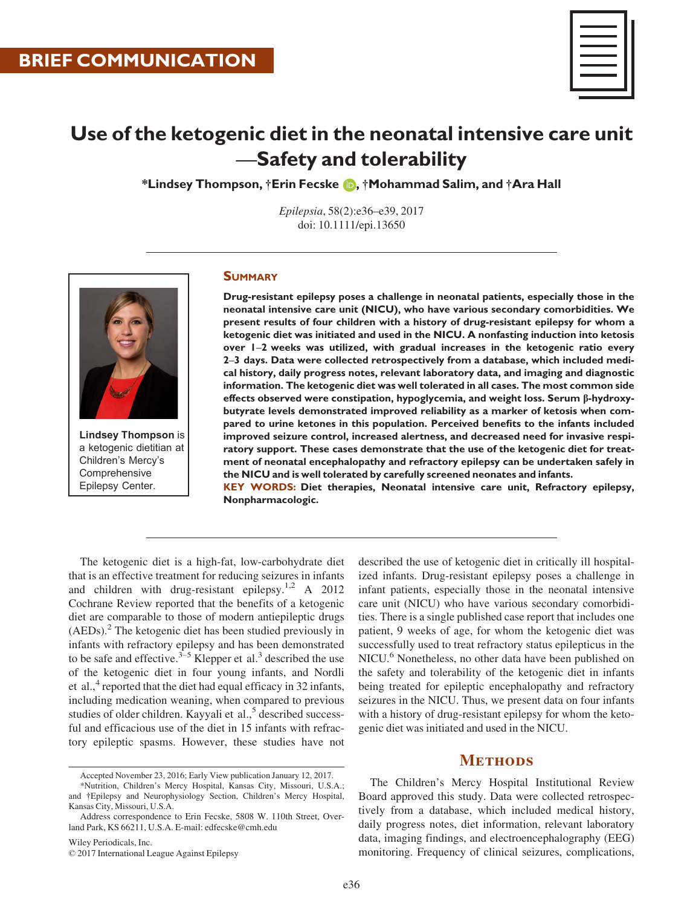**BRIEF COMMUNICATION**

# Use of the ketogenic diet in the neonatal intensive care unit—Safety and tolerability

**\*Lindsey Thompson, †Erin Fecske, †Mohammad Salim, and †Ara Hall**

*Epilepsia*, 58(2):e36–e39, 2017
doi: 10.1111/epi.13650

Lindsey Thompson is a ketogenic dietitian at Children's Mercy's Comprehensive Epilepsy Center.

## Summary

**Drug-resistant epilepsy poses a challenge in neonatal patients, especially those in the neonatal intensive care unit (NICU), who have various secondary comorbidities. We present results of four children with a history of drug-resistant epilepsy for whom a ketogenic diet was initiated and used in the NICU. A nonfasting induction into ketosis over 1–2 weeks was utilized, with gradual increases in the ketogenic ratio every 2–3 days. Data were collected retrospectively from a database, which included medical history, daily progress notes, relevant laboratory data, and imaging and diagnostic information. The ketogenic diet was well tolerated in all cases. The most common side effects observed were constipation, hypoglycemia, and weight loss. Serum β-hydroxybutyrate levels demonstrated improved reliability as a marker of ketosis when compared to urine ketones in this population. Perceived benefits to the infants included improved seizure control, increased alertness, and decreased need for invasive respiratory support. These cases demonstrate that the use of the ketogenic diet for treatment of neonatal encephalopathy and refractory epilepsy can be undertaken safely in the NICU and is well tolerated by carefully screened neonates and infants.**

**KEY WORDS: Diet therapies, Neonatal intensive care unit, Refractory epilepsy, Nonpharmacologic.**

The ketogenic diet is a high-fat, low-carbohydrate diet that is an effective treatment for reducing seizures in infants and children with drug-resistant epilepsy.[1,2] A 2012 Cochrane Review reported that the benefits of a ketogenic diet are comparable to those of modern antiepileptic drugs (AEDs).[2] The ketogenic diet has been studied previously in infants with refractory epilepsy and has been demonstrated to be safe and effective.[3–5] Klepper et al.[3] described the use of the ketogenic diet in four young infants, and Nordli et al.,[4] reported that the diet had equal efficacy in 32 infants, including medication weaning, when compared to previous studies of older children. Kayyali et al.,[5] described successful and efficacious use of the diet in 15 infants with refractory epileptic spasms. However, these studies have not described the use of ketogenic diet in critically ill hospitalized infants. Drug-resistant epilepsy poses a challenge in infant patients, especially those in the neonatal intensive care unit (NICU) who have various secondary comorbidities. There is a single published case report that includes one patient, 9 weeks of age, for whom the ketogenic diet was successfully used to treat refractory status epilepticus in the NICU.[6] Nonetheless, no other data have been published on the safety and tolerability of the ketogenic diet in infants being treated for epileptic encephalopathy and refractory seizures in the NICU. Thus, we present data on four infants with a history of drug-resistant epilepsy for whom the ketogenic diet was initiated and used in the NICU.

## Methods

The Children's Mercy Hospital Institutional Review Board approved this study. Data were collected retrospectively from a database, which included medical history, daily progress notes, diet information, relevant laboratory data, imaging findings, and electroencephalography (EEG) monitoring. Frequency of clinical seizures, complications,

Accepted November 23, 2016; Early View publication January 12, 2017.

\*Nutrition, Children's Mercy Hospital, Kansas City, Missouri, U.S.A.; and †Epilepsy and Neurophysiology Section, Children's Mercy Hospital, Kansas City, Missouri, U.S.A.

Address correspondence to Erin Fecske, 5808 W. 110th Street, Overland Park, KS 66211, U.S.A. E-mail: edfecske@cmh.edu

Wiley Periodicals, Inc.
© 2017 International League Against Epilepsy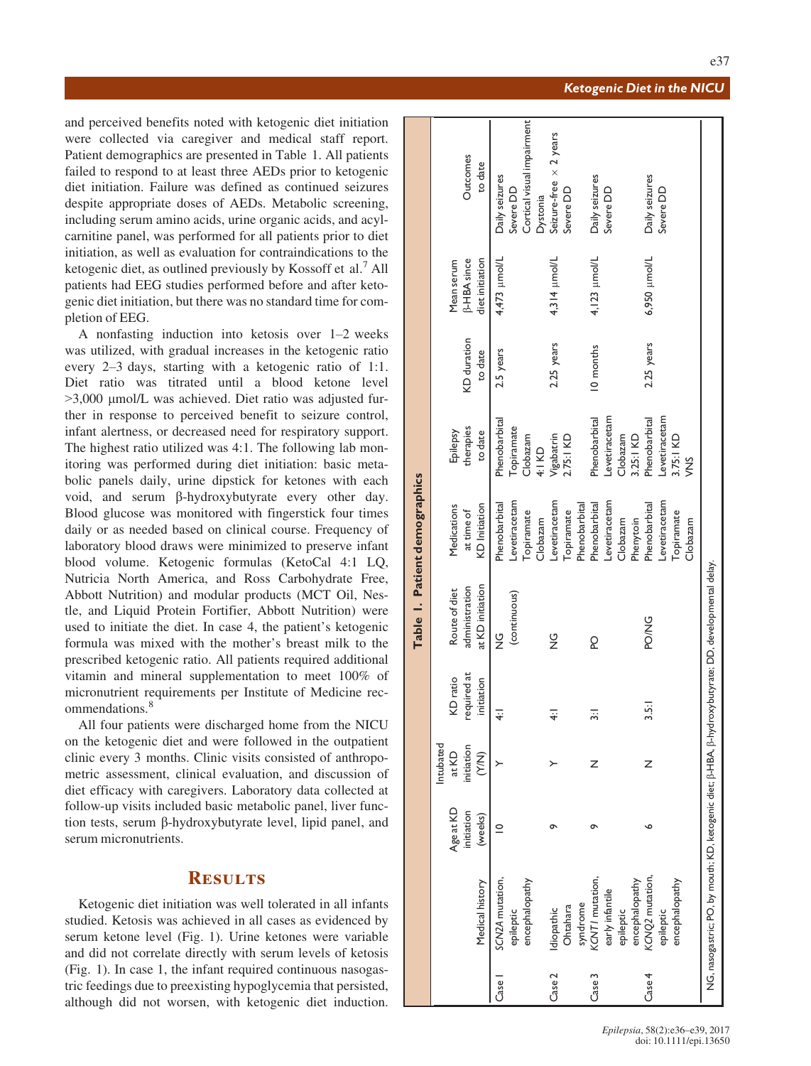and perceived benefits noted with ketogenic diet initiation were collected via caregiver and medical staff report. Patient demographics are presented in Table 1. All patients failed to respond to at least three AEDs prior to ketogenic diet initiation. Failure was defined as continued seizures despite appropriate doses of AEDs. Metabolic screening, including serum amino acids, urine organic acids, and acylcarnitine panel, was performed for all patients prior to diet initiation, as well as evaluation for contraindications to the ketogenic diet, as outlined previously by Kossoff et al.[7] All patients had EEG studies performed before and after ketogenic diet initiation, but there was no standard time for completion of EEG.

A nonfasting induction into ketosis over 1–2 weeks was utilized, with gradual increases in the ketogenic ratio every 2–3 days, starting with a ketogenic ratio of 1:1. Diet ratio was titrated until a blood ketone level >3,000 μmol/L was achieved. Diet ratio was adjusted further in response to perceived benefit to seizure control, infant alertness, or decreased need for respiratory support. The highest ratio utilized was 4:1. The following lab monitoring was performed during diet initiation: basic metabolic panels daily, urine dipstick for ketones with each void, and serum β-hydroxybutyrate every other day. Blood glucose was monitored with fingerstick four times daily or as needed based on clinical course. Frequency of laboratory blood draws were minimized to preserve infant blood volume. Ketogenic formulas (KetoCal 4:1 LQ, Nutricia North America, and Ross Carbohydrate Free, Abbott Nutrition) and modular products (MCT Oil, Nestle, and Liquid Protein Fortifier, Abbott Nutrition) were used to initiate the diet. In case 4, the patient's ketogenic formula was mixed with the mother's breast milk to the prescribed ketogenic ratio. All patients required additional vitamin and mineral supplementation to meet 100% of micronutrient requirements per Institute of Medicine recommendations.[8]

All four patients were discharged home from the NICU on the ketogenic diet and were followed in the outpatient clinic every 3 months. Clinic visits consisted of anthropometric assessment, clinical evaluation, and discussion of diet efficacy with caregivers. Laboratory data collected at follow-up visits included basic metabolic panel, liver function tests, serum β-hydroxybutyrate level, lipid panel, and serum micronutrients.

## Results

Ketogenic diet initiation was well tolerated in all infants studied. Ketosis was achieved in all cases as evidenced by serum ketone level (Fig. 1). Urine ketones were variable and did not correlate directly with serum levels of ketosis (Fig. 1). In case 1, the infant required continuous nasogastric feedings due to preexisting hypoglycemia that persisted, although did not worsen, with ketogenic diet induction.

**Table 1. Patient demographics**

| | Medical history | Age at KD initiation (weeks) | Intubated at KD initiation (Y/N) | KD ratio required at initiation | Route of diet administration at KD initiation | Medications at time of KD Initiation | Epilepsy therapies to date | KD duration to date | Mean serum β-HBA since diet initiation | Outcomes to date |
|---|---|---|---|---|---|---|---|---|---|---|
| Case 1 | *SCN2A* mutation, epileptic encephalopathy | 10 | Y | 4:1 | NG (continuous) | Phenobarbital, Levetiracetam, Topiramate, Clobazam | Phenobarbital, Topiramate, Clobazam, 4:1 KD | 2.5 years | 4,473 μmol/L | Daily seizures, Severe DD, Cortical visual impairment, Dystonia |
| Case 2 | Idiopathic Ohtahara syndrome | 9 | Y | 4:1 | NG | Levetiracetam, Topiramate, Phenobarbital | Vigabatrin, 2.75:1 KD | 2.25 years | 4,314 μmol/L | Seizure-free × 2 years, Severe DD |
| Case 3 | *KCNT1* mutation, early infantile epileptic encephalopathy | 9 | N | 3:1 | PO | Phenobarbital, Levetiracetam, Clobazam, Phenytoin | Phenobarbital, Levetiracetam, Clobazam, 3.25:1 KD | 10 months | 4,123 μmol/L | Daily seizures, Severe DD |
| Case 4 | *KCNQ2* mutation, epileptic encephalopathy | 6 | N | 3.5:1 | PO/NG | Phenobarbital, Levetiracetam, Topiramate, Clobazam | Phenobarbital, Levetiracetam, 3.75:1 KD, VNS | 2.25 years | 6,950 μmol/L | Daily seizures, Severe DD |

NG, nasogastric; PO, by mouth; KD, ketogenic diet; β-HBA, β-hydroxybutyrate; DD, developmental delay.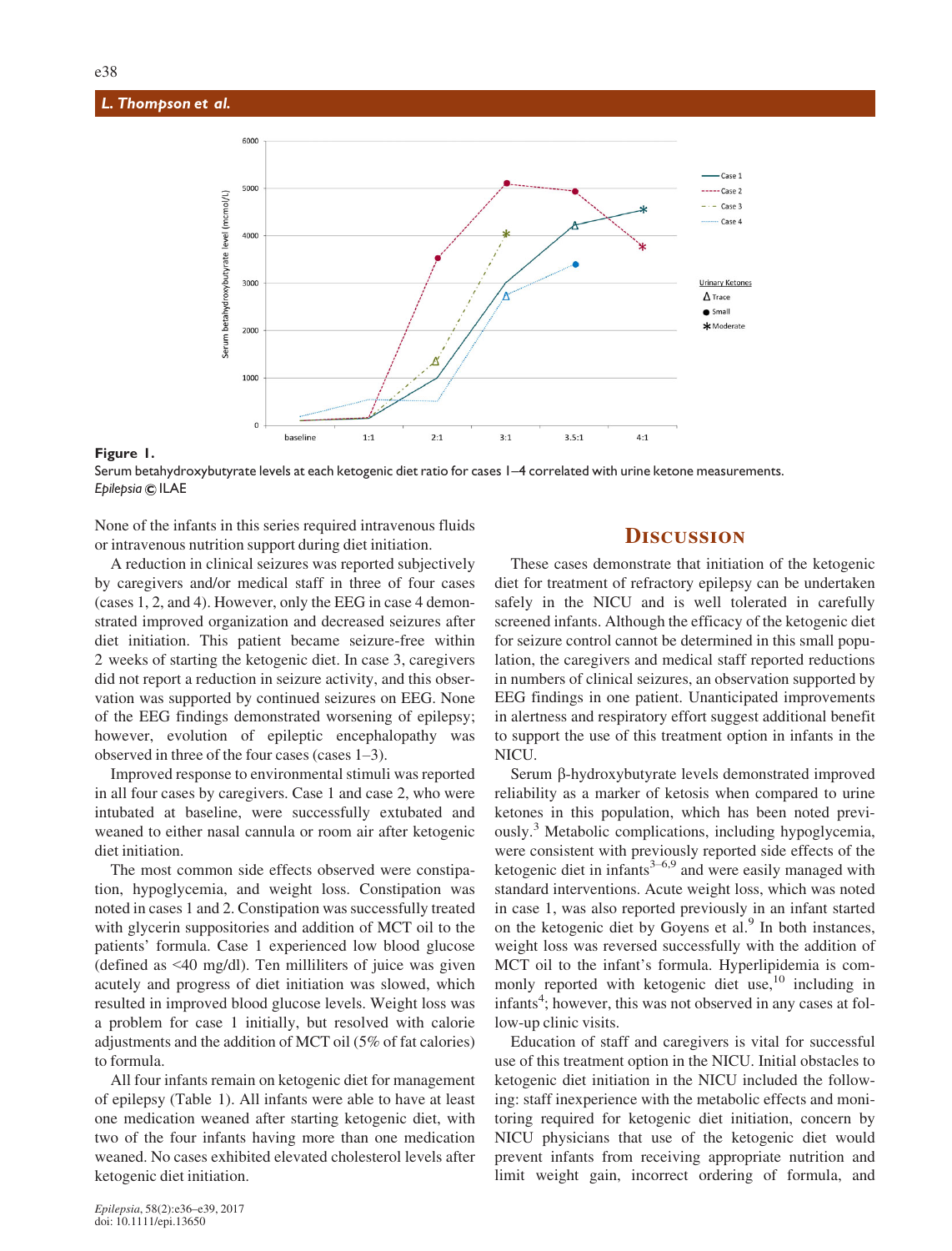**Figure 1.**

Serum betahydroxybutyrate levels at each ketogenic diet ratio for cases 1–4 correlated with urine ketone measurements.
*Epilepsia* © ILAE

None of the infants in this series required intravenous fluids or intravenous nutrition support during diet initiation.

A reduction in clinical seizures was reported subjectively by caregivers and/or medical staff in three of four cases (cases 1, 2, and 4). However, only the EEG in case 4 demonstrated improved organization and decreased seizures after diet initiation. This patient became seizure-free within 2 weeks of starting the ketogenic diet. In case 3, caregivers did not report a reduction in seizure activity, and this observation was supported by continued seizures on EEG. None of the EEG findings demonstrated worsening of epilepsy; however, evolution of epileptic encephalopathy was observed in three of the four cases (cases 1–3).

Improved response to environmental stimuli was reported in all four cases by caregivers. Case 1 and case 2, who were intubated at baseline, were successfully extubated and weaned to either nasal cannula or room air after ketogenic diet initiation.

The most common side effects observed were constipation, hypoglycemia, and weight loss. Constipation was noted in cases 1 and 2. Constipation was successfully treated with glycerin suppositories and addition of MCT oil to the patients' formula. Case 1 experienced low blood glucose (defined as <40 mg/dl). Ten milliliters of juice was given acutely and progress of diet initiation was slowed, which resulted in improved blood glucose levels. Weight loss was a problem for case 1 initially, but resolved with calorie adjustments and the addition of MCT oil (5% of fat calories) to formula.

All four infants remain on ketogenic diet for management of epilepsy (Table 1). All infants were able to have at least one medication weaned after starting ketogenic diet, with two of the four infants having more than one medication weaned. No cases exhibited elevated cholesterol levels after ketogenic diet initiation.

## Discussion

These cases demonstrate that initiation of the ketogenic diet for treatment of refractory epilepsy can be undertaken safely in the NICU and is well tolerated in carefully screened infants. Although the efficacy of the ketogenic diet for seizure control cannot be determined in this small population, the caregivers and medical staff reported reductions in numbers of clinical seizures, an observation supported by EEG findings in one patient. Unanticipated improvements in alertness and respiratory effort suggest additional benefit to support the use of this treatment option in infants in the NICU.

Serum β-hydroxybutyrate levels demonstrated improved reliability as a marker of ketosis when compared to urine ketones in this population, which has been noted previously.[3] Metabolic complications, including hypoglycemia, were consistent with previously reported side effects of the ketogenic diet in infants[3–6,9] and were easily managed with standard interventions. Acute weight loss, which was noted in case 1, was also reported previously in an infant started on the ketogenic diet by Goyens et al.[9] In both instances, weight loss was reversed successfully with the addition of MCT oil to the infant's formula. Hyperlipidemia is commonly reported with ketogenic diet use,[10] including in infants[4]; however, this was not observed in any cases at follow-up clinic visits.

Education of staff and caregivers is vital for successful use of this treatment option in the NICU. Initial obstacles to ketogenic diet initiation in the NICU included the following: staff inexperience with the metabolic effects and monitoring required for ketogenic diet initiation, concern by NICU physicians that use of the ketogenic diet would prevent infants from receiving appropriate nutrition and limit weight gain, incorrect ordering of formula, and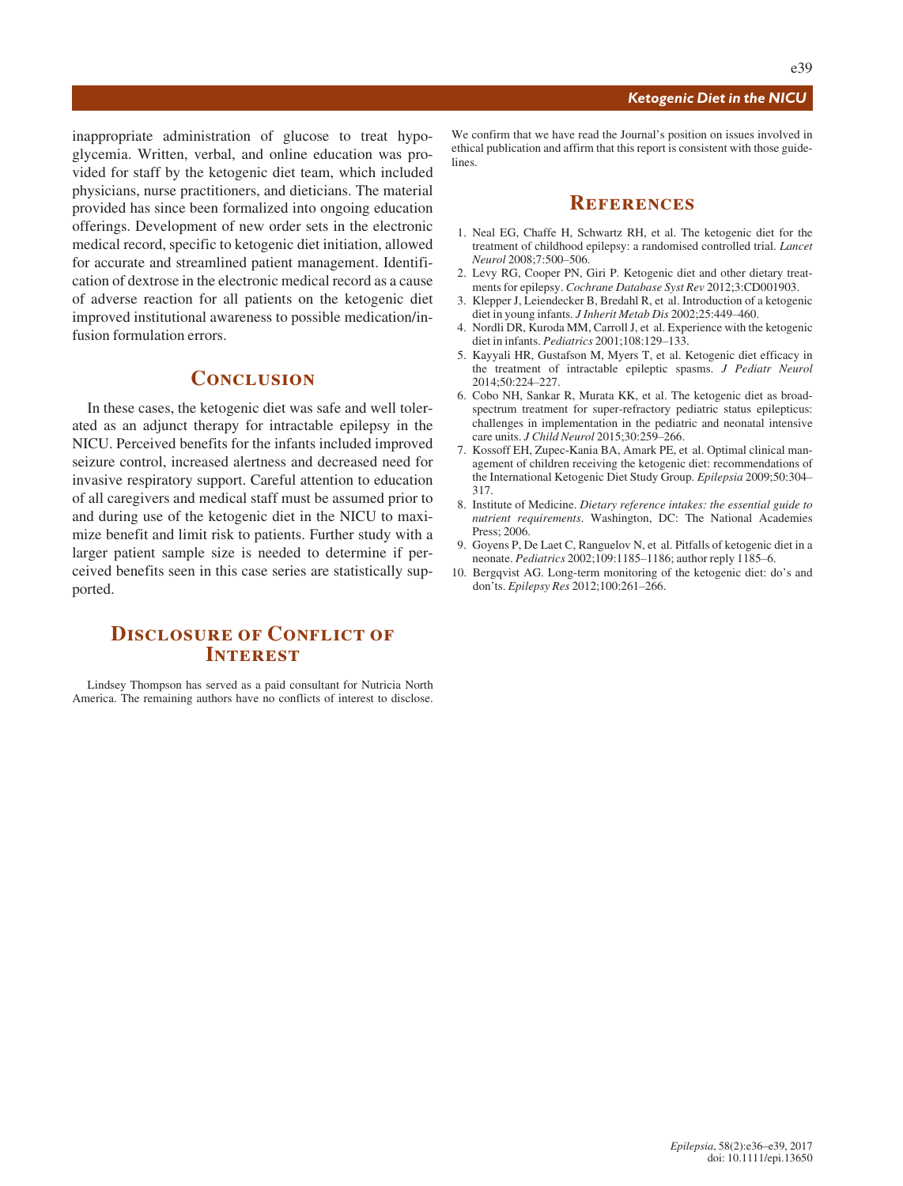inappropriate administration of glucose to treat hypoglycemia. Written, verbal, and online education was provided for staff by the ketogenic diet team, which included physicians, nurse practitioners, and dieticians. The material provided has since been formalized into ongoing education offerings. Development of new order sets in the electronic medical record, specific to ketogenic diet initiation, allowed for accurate and streamlined patient management. Identification of dextrose in the electronic medical record as a cause of adverse reaction for all patients on the ketogenic diet improved institutional awareness to possible medication/infusion formulation errors.

## Conclusion

In these cases, the ketogenic diet was safe and well tolerated as an adjunct therapy for intractable epilepsy in the NICU. Perceived benefits for the infants included improved seizure control, increased alertness and decreased need for invasive respiratory support. Careful attention to education of all caregivers and medical staff must be assumed prior to and during use of the ketogenic diet in the NICU to maximize benefit and limit risk to patients. Further study with a larger patient sample size is needed to determine if perceived benefits seen in this case series are statistically supported.

## Disclosure of Conflict of Interest

Lindsey Thompson has served as a paid consultant for Nutricia North America. The remaining authors have no conflicts of interest to disclose. We confirm that we have read the Journal's position on issues involved in ethical publication and affirm that this report is consistent with those guidelines.

## References

1. Neal EG, Chaffe H, Schwartz RH, et al. The ketogenic diet for the treatment of childhood epilepsy: a randomised controlled trial. *Lancet Neurol* 2008;7:500–506.
2. Levy RG, Cooper PN, Giri P. Ketogenic diet and other dietary treatments for epilepsy. *Cochrane Database Syst Rev* 2012;3:CD001903.
3. Klepper J, Leiendecker B, Bredahl R, et al. Introduction of a ketogenic diet in young infants. *J Inherit Metab Dis* 2002;25:449–460.
4. Nordli DR, Kuroda MM, Carroll J, et al. Experience with the ketogenic diet in infants. *Pediatrics* 2001;108:129–133.
5. Kayyali HR, Gustafson M, Myers T, et al. Ketogenic diet efficacy in the treatment of intractable epileptic spasms. *J Pediatr Neurol* 2014;50:224–227.
6. Cobo NH, Sankar R, Murata KK, et al. The ketogenic diet as broad-spectrum treatment for super-refractory pediatric status epilepticus: challenges in implementation in the pediatric and neonatal intensive care units. *J Child Neurol* 2015;30:259–266.
7. Kossoff EH, Zupec-Kania BA, Amark PE, et al. Optimal clinical management of children receiving the ketogenic diet: recommendations of the International Ketogenic Diet Study Group. *Epilepsia* 2009;50:304–317.
8. Institute of Medicine. *Dietary reference intakes: the essential guide to nutrient requirements*. Washington, DC: The National Academies Press; 2006.
9. Goyens P, De Laet C, Ranguelov N, et al. Pitfalls of ketogenic diet in a neonate. *Pediatrics* 2002;109:1185–1186; author reply 1185–6.
10. Bergqvist AG. Long-term monitoring of the ketogenic diet: do's and don'ts. *Epilepsy Res* 2012;100:261–266.